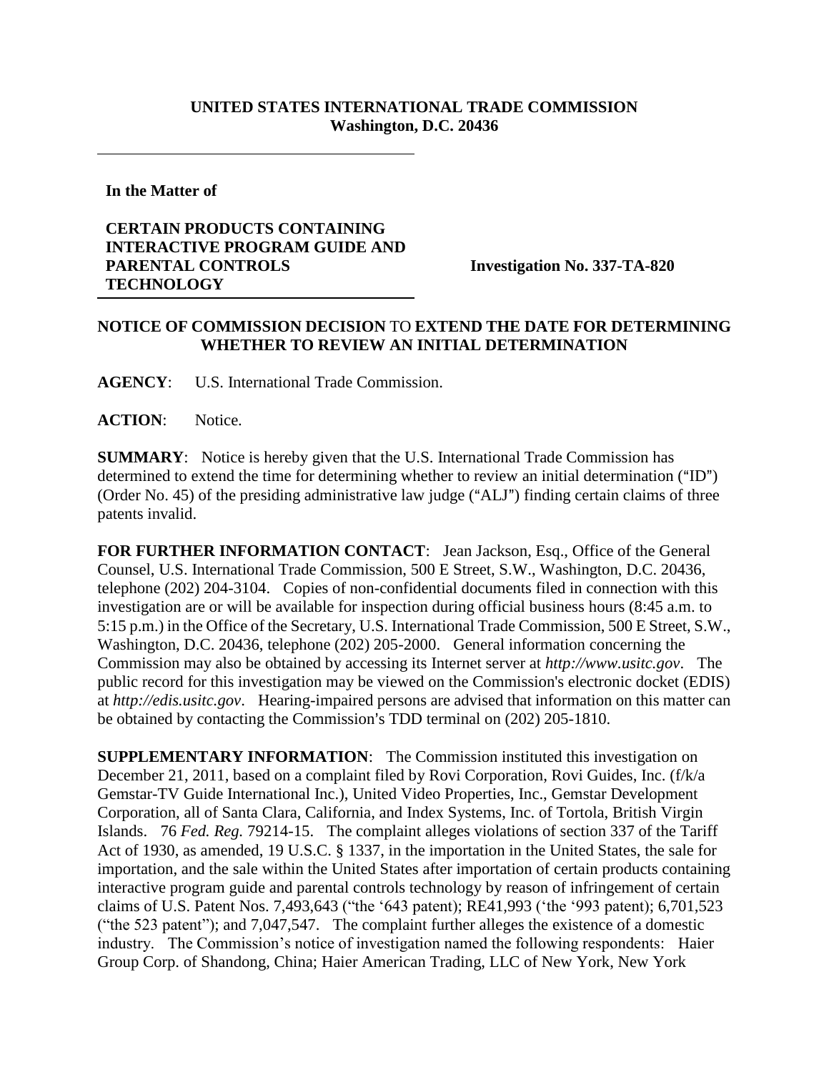**UNITED STATES INTERNATIONAL TRADE COMMISSION**
**Washington, D.C. 20436**

**In the Matter of**

**CERTAIN PRODUCTS CONTAINING INTERACTIVE PROGRAM GUIDE AND PARENTAL CONTROLS TECHNOLOGY**

**Investigation No. 337-TA-820**

## NOTICE OF COMMISSION DECISION TO EXTEND THE DATE FOR DETERMINING WHETHER TO REVIEW AN INITIAL DETERMINATION

**AGENCY**: U.S. International Trade Commission.

**ACTION**: Notice.

**SUMMARY**: Notice is hereby given that the U.S. International Trade Commission has determined to extend the time for determining whether to review an initial determination ("ID") (Order No. 45) of the presiding administrative law judge ("ALJ") finding certain claims of three patents invalid.

**FOR FURTHER INFORMATION CONTACT**: Jean Jackson, Esq., Office of the General Counsel, U.S. International Trade Commission, 500 E Street, S.W., Washington, D.C. 20436, telephone (202) 204-3104. Copies of non-confidential documents filed in connection with this investigation are or will be available for inspection during official business hours (8:45 a.m. to 5:15 p.m.) in the Office of the Secretary, U.S. International Trade Commission, 500 E Street, S.W., Washington, D.C. 20436, telephone (202) 205-2000. General information concerning the Commission may also be obtained by accessing its Internet server at *http://www.usitc.gov*. The public record for this investigation may be viewed on the Commission's electronic docket (EDIS) at *http://edis.usitc.gov*. Hearing-impaired persons are advised that information on this matter can be obtained by contacting the Commission's TDD terminal on (202) 205-1810.

**SUPPLEMENTARY INFORMATION**: The Commission instituted this investigation on December 21, 2011, based on a complaint filed by Rovi Corporation, Rovi Guides, Inc. (f/k/a Gemstar-TV Guide International Inc.), United Video Properties, Inc., Gemstar Development Corporation, all of Santa Clara, California, and Index Systems, Inc. of Tortola, British Virgin Islands. 76 *Fed. Reg.* 79214-15. The complaint alleges violations of section 337 of the Tariff Act of 1930, as amended, 19 U.S.C. § 1337, in the importation in the United States, the sale for importation, and the sale within the United States after importation of certain products containing interactive program guide and parental controls technology by reason of infringement of certain claims of U.S. Patent Nos. 7,493,643 ("the '643 patent); RE41,993 ('the '993 patent); 6,701,523 ("the 523 patent"); and 7,047,547. The complaint further alleges the existence of a domestic industry. The Commission's notice of investigation named the following respondents: Haier Group Corp. of Shandong, China; Haier American Trading, LLC of New York, New York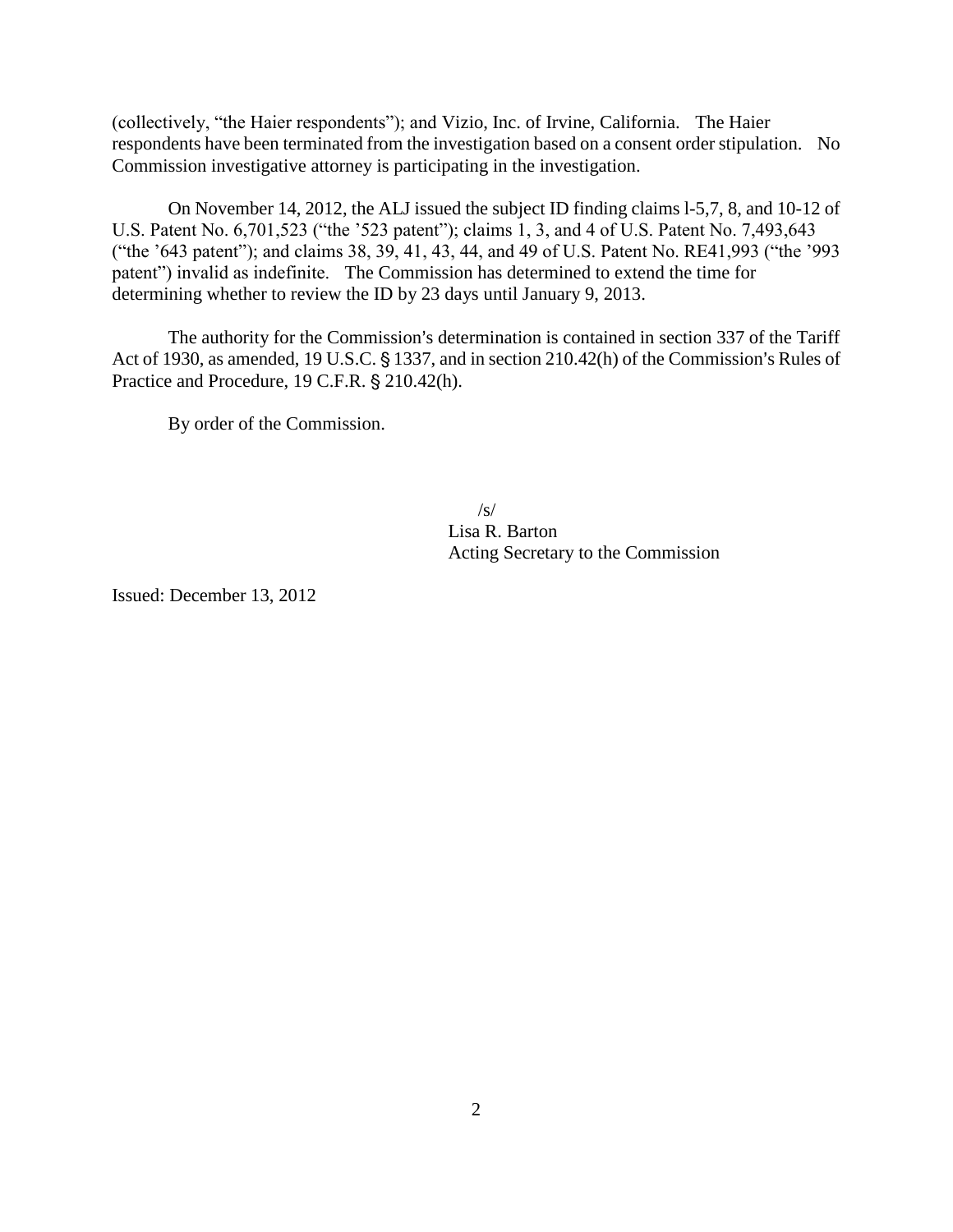(collectively, "the Haier respondents"); and Vizio, Inc. of Irvine, California. The Haier respondents have been terminated from the investigation based on a consent order stipulation. No Commission investigative attorney is participating in the investigation.

On November 14, 2012, the ALJ issued the subject ID finding claims l-5,7, 8, and 10-12 of U.S. Patent No. 6,701,523 ("the '523 patent"); claims 1, 3, and 4 of U.S. Patent No. 7,493,643 ("the '643 patent"); and claims 38, 39, 41, 43, 44, and 49 of U.S. Patent No. RE41,993 ("the '993 patent") invalid as indefinite. The Commission has determined to extend the time for determining whether to review the ID by 23 days until January 9, 2013.

The authority for the Commission's determination is contained in section 337 of the Tariff Act of 1930, as amended, 19 U.S.C. § 1337, and in section 210.42(h) of the Commission's Rules of Practice and Procedure, 19 C.F.R. § 210.42(h).

By order of the Commission.

/s/
Lisa R. Barton
Acting Secretary to the Commission

Issued: December 13, 2012